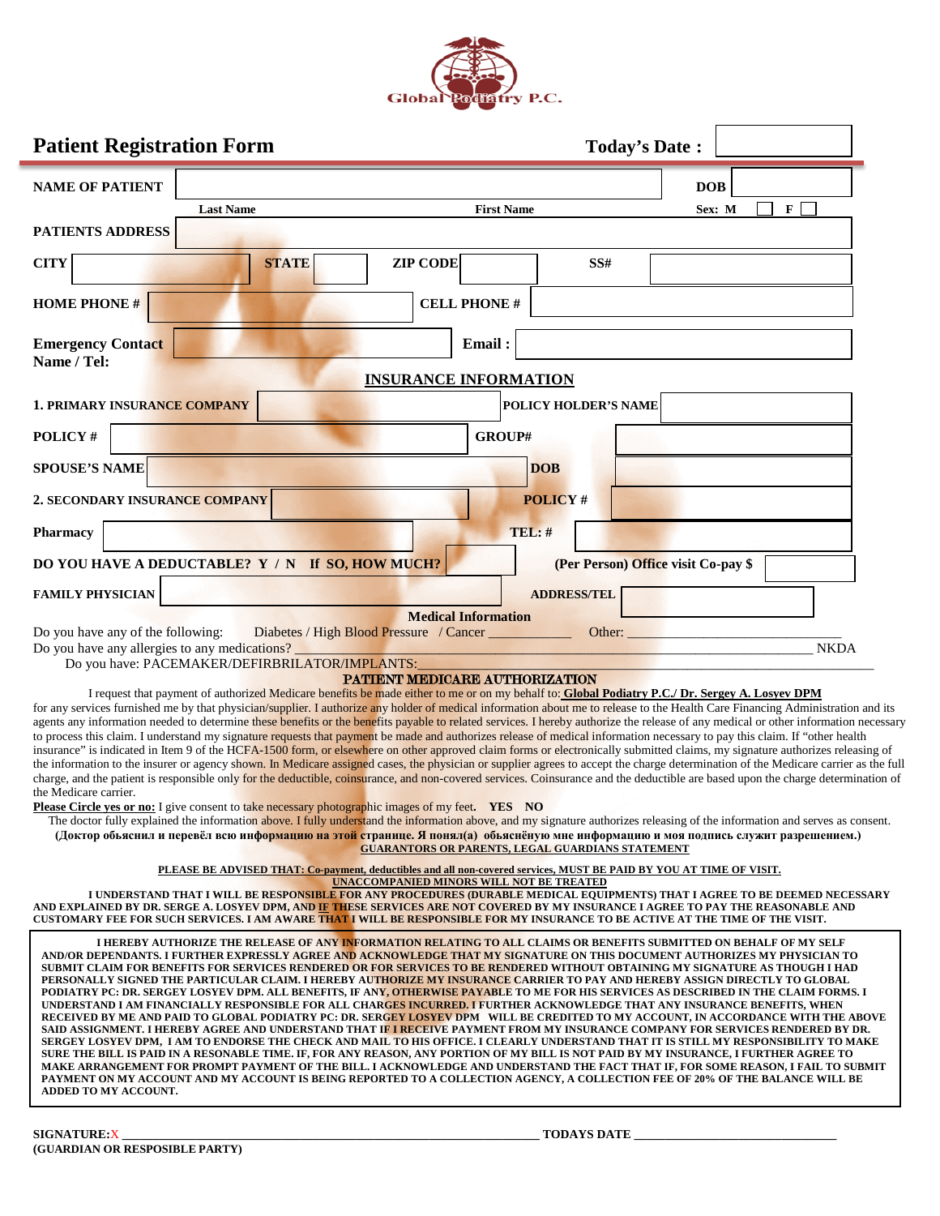Global Podiatry P.C.

# Patient Registration Form

**Today's Date :** ______

**NAME OF PATIENT** ______________________ **DOB** ______

Last Name | First Name | Sex: M ☐ F ☐

**PATIENTS ADDRESS** ______________________

**CITY** ______ **STATE** ______ **ZIP CODE** ______ **SS#** ______

**HOME PHONE #** ______ **CELL PHONE #** ______

**Emergency Contact Name / Tel:** ______ **Email :** ______

## INSURANCE INFORMATION

**1. PRIMARY INSURANCE COMPANY** ______ **POLICY HOLDER'S NAME** ______

**POLICY #** ______ **GROUP#** ______

**SPOUSE'S NAME** ______ **DOB** ______

**2. SECONDARY INSURANCE COMPANY** ______ **POLICY #** ______

**Pharmacy** ______ **TEL: #** ______

**DO YOU HAVE A DEDUCTABLE? Y / N If SO, HOW MUCH?** ______ **(Per Person) Office visit Co-pay $** ______

**FAMILY PHYSICIAN** ______ **ADDRESS/TEL** ______

## Medical Information

Do you have any of the following: Diabetes / High Blood Pressure / Cancer ___________ Other: ______________________________

Do you have any allergies to any medications? ___________________________________________________________________ NKDA

Do you have: PACEMAKER/DEFIRBRILATOR/IMPLANTS:_______________________________________________________

## PATIENT MEDICARE AUTHORIZATION

I request that payment of authorized Medicare benefits be made either to me or on my behalf to: **Global Podiatry P.C./ Dr. Sergey A. Losyev DPM** for any services furnished me by that physician/supplier. I authorize any holder of medical information about me to release to the Health Care Financing Administration and its agents any information needed to determine these benefits or the benefits payable to related services. I hereby authorize the release of any medical or other information necessary to process this claim. I understand my signature requests that payment be made and authorizes release of medical information necessary to pay this claim. If "other health insurance" is indicated in Item 9 of the HCFA-1500 form, or elsewhere on other approved claim forms or electronically submitted claims, my signature authorizes releasing of the information to the insurer or agency shown. In Medicare assigned cases, the physician or supplier agrees to accept the charge determination of the Medicare carrier as the full charge, and the patient is responsible only for the deductible, coinsurance, and non-covered services. Coinsurance and the deductible are based upon the charge determination of the Medicare carrier.

**Please Circle yes or no:** I give consent to take necessary photographic images of my feet. **YES NO**

The doctor fully explained the information above. I fully understand the information above, and my signature authorizes releasing of the information and serves as consent.

**(Доктор объяснил и перевёл всю информацию на этой странице. Я понял(а) объяснённую мне информацию и моя подпись служит разрешением.)**

**GUARANTORS OR PARENTS, LEGAL GUARDIANS STATEMENT**

**PLEASE BE ADVISED THAT: Co-payment, deductibles and all non-covered services, MUST BE PAID BY YOU AT TIME OF VISIT.**

**UNACCOMPANIED MINORS WILL NOT BE TREATED**

**I UNDERSTAND THAT I WILL BE RESPONSIBLE FOR ANY PROCEDURES (DURABLE MEDICAL EQUIPMENTS) THAT I AGREE TO BE DEEMED NECESSARY AND EXPLAINED BY DR. SERGE A. LOSYEV DPM, AND IF THESE SERVICES ARE NOT COVERED BY MY INSURANCE I AGREE TO PAY THE REASONABLE AND CUSTOMARY FEE FOR SUCH SERVICES. I AM AWARE THAT I WILL BE RESPONSIBLE FOR MY INSURANCE TO BE ACTIVE AT THE TIME OF THE VISIT.**

**I HEREBY AUTHORIZE THE RELEASE OF ANY INFORMATION RELATING TO ALL CLAIMS OR BENEFITS SUBMITTED ON BEHALF OF MY SELF AND/OR DEPENDANTS. I FURTHER EXPRESSLY AGREE AND ACKNOWLEDGE THAT MY SIGNATURE ON THIS DOCUMENT AUTHORIZES MY PHYSICIAN TO SUBMIT CLAIM FOR BENEFITS FOR SERVICES RENDERED OR FOR SERVICES TO BE RENDERED WITHOUT OBTAINING MY SIGNATURE AS THOUGH I HAD PERSONALLY SIGNED THE PARTICULAR CLAIM. I HEREBY AUTHORIZE MY INSURANCE CARRIER TO PAY AND HEREBY ASSIGN DIRECTLY TO GLOBAL PODIATRY PC: DR. SERGEY LOSYEV DPM. ALL BENEFITS, IF ANY, OTHERWISE PAYABLE TO ME FOR HIS SERVICES AS DESCRIBED IN THE CLAIM FORMS. I UNDERSTAND I AM FINANCIALLY RESPONSIBLE FOR ALL CHARGES INCURRED. I FURTHER ACKNOWLEDGE THAT ANY INSURANCE BENEFITS, WHEN RECEIVED BY ME AND PAID TO GLOBAL PODIATRY PC: DR. SERGEY LOSYEV DPM WILL BE CREDITED TO MY ACCOUNT, IN ACCORDANCE WITH THE ABOVE SAID ASSIGNMENT. I HEREBY AGREE AND UNDERSTAND THAT IF I RECEIVE PAYMENT FROM MY INSURANCE COMPANY FOR SERVICES RENDERED BY DR. SERGEY LOSYEV DPM, I AM TO ENDORSE THE CHECK AND MAIL TO HIS OFFICE. I CLEARLY UNDERSTAND THAT IT IS STILL MY RESPONSIBILITY TO MAKE SURE THE BILL IS PAID IN A RESONABLE TIME. IF, FOR ANY REASON, ANY PORTION OF MY BILL IS NOT PAID BY MY INSURANCE, I FURTHER AGREE TO MAKE ARRANGEMENT FOR PROMPT PAYMENT OF THE BILL. I ACKNOWLEDGE AND UNDERSTAND THE FACT THAT IF, FOR SOME REASON, I FAIL TO SUBMIT PAYMENT ON MY ACCOUNT AND MY ACCOUNT IS BEING REPORTED TO A COLLECTION AGENCY, A COLLECTION FEE OF 20% OF THE BALANCE WILL BE ADDED TO MY ACCOUNT.**

**SIGNATURE:**X ____________________________________________ **TODAYS DATE** ______________________

**(GUARDIAN OR RESPOSIBLE PARTY)**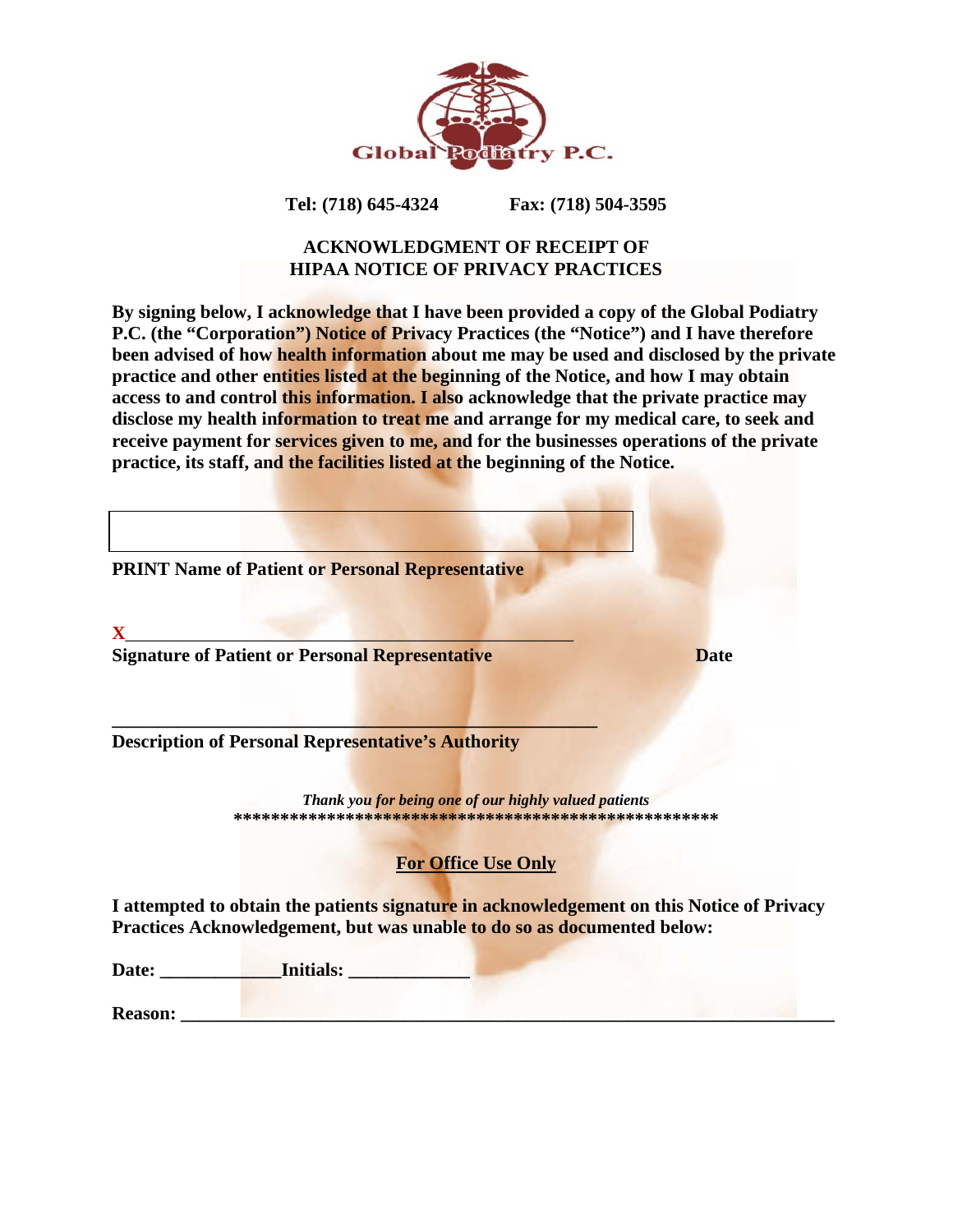Global Podiatry P.C.

**Tel: (718) 645-4324** **Fax: (718) 504-3595**

## ACKNOWLEDGMENT OF RECEIPT OF HIPAA NOTICE OF PRIVACY PRACTICES

**By signing below, I acknowledge that I have been provided a copy of the Global Podiatry P.C. (the "Corporation") Notice of Privacy Practices (the "Notice") and I have therefore been advised of how health information about me may be used and disclosed by the private practice and other entities listed at the beginning of the Notice, and how I may obtain access to and control this information. I also acknowledge that the private practice may disclose my health information to treat me and arrange for my medical care, to seek and receive payment for services given to me, and for the businesses operations of the private practice, its staff, and the facilities listed at the beginning of the Notice.**

\_\_\_\_\_\_\_\_\_\_\_\_\_\_\_\_\_\_\_\_\_\_\_\_\_\_\_\_\_\_\_\_\_\_\_\_\_\_\_\_\_\_\_\_\_\_\_\_

**PRINT Name of Patient or Personal Representative**

X\_\_\_\_\_\_\_\_\_\_\_\_\_\_\_\_\_\_\_\_\_\_\_\_\_\_\_\_\_\_\_\_\_\_\_\_\_\_\_\_\_\_\_\_\_\_\_\_

**Signature of Patient or Personal Representative** **Date**

\_\_\_\_\_\_\_\_\_\_\_\_\_\_\_\_\_\_\_\_\_\_\_\_\_\_\_\_\_\_\_\_\_\_\_\_\_\_\_\_\_\_\_\_\_\_\_\_\_\_\_\_\_

**Description of Personal Representative's Authority**

***Thank you for being one of our highly valued patients***

**\*\*\*\*\*\*\*\*\*\*\*\*\*\*\*\*\*\*\*\*\*\*\*\*\*\*\*\*\*\*\*\*\*\*\*\*\*\*\*\*\*\*\*\*\*\*\*\*\*\*\*\*\***

**For Office Use Only**

**I attempted to obtain the patients signature in acknowledgement on this Notice of Privacy Practices Acknowledgement, but was unable to do so as documented below:**

**Date:** \_\_\_\_\_\_\_\_\_\_\_\_\_ **Initials:** \_\_\_\_\_\_\_\_\_\_\_\_\_

**Reason:** \_\_\_\_\_\_\_\_\_\_\_\_\_\_\_\_\_\_\_\_\_\_\_\_\_\_\_\_\_\_\_\_\_\_\_\_\_\_\_\_\_\_\_\_\_\_\_\_\_\_\_\_\_\_\_\_\_\_\_\_\_\_\_\_\_\_\_\_\_\_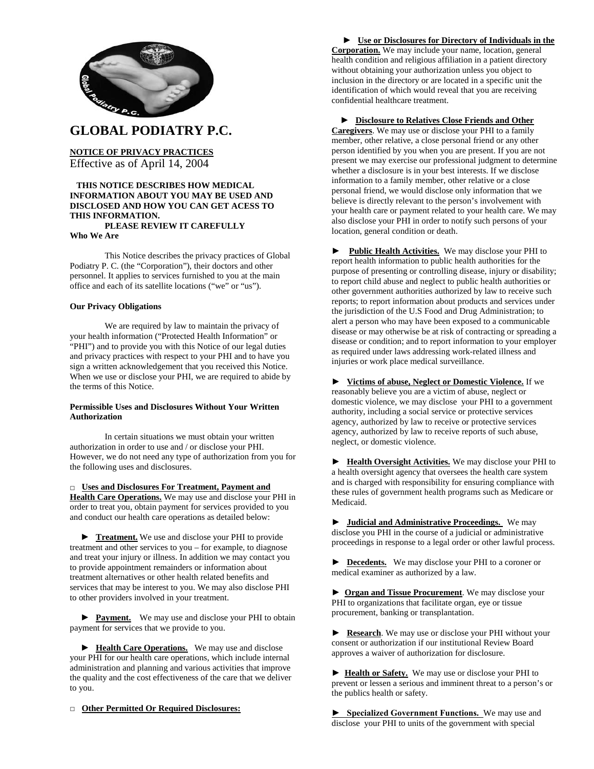# GLOBAL PODIATRY P.C.

**NOTICE OF PRIVACY PRACTICES**
Effective as of April 14, 2004

**THIS NOTICE DESCRIBES HOW MEDICAL INFORMATION ABOUT YOU MAY BE USED AND DISCLOSED AND HOW YOU CAN GET ACESS TO THIS INFORMATION.**
**PLEASE REVIEW IT CAREFULLY**

**Who We Are**

This Notice describes the privacy practices of Global Podiatry P. C. (the "Corporation"), their doctors and other personnel. It applies to services furnished to you at the main office and each of its satellite locations ("we" or "us").

**Our Privacy Obligations**

We are required by law to maintain the privacy of your health information ("Protected Health Information" or "PHI") and to provide you with this Notice of our legal duties and privacy practices with respect to your PHI and to have you sign a written acknowledgement that you received this Notice. When we use or disclose your PHI, we are required to abide by the terms of this Notice.

**Permissible Uses and Disclosures Without Your Written Authorization**

In certain situations we must obtain your written authorization in order to use and / or disclose your PHI. However, we do not need any type of authorization from you for the following uses and disclosures.

□ **Uses and Disclosures For Treatment, Payment and Health Care Operations.** We may use and disclose your PHI in order to treat you, obtain payment for services provided to you and conduct our health care operations as detailed below:

► **Treatment.** We use and disclose your PHI to provide treatment and other services to you – for example, to diagnose and treat your injury or illness. In addition we may contact you to provide appointment remainders or information about treatment alternatives or other health related benefits and services that may be interest to you. We may also disclose PHI to other providers involved in your treatment.

► **Payment.** We may use and disclose your PHI to obtain payment for services that we provide to you.

► **Health Care Operations.** We may use and disclose your PHI for our health care operations, which include internal administration and planning and various activities that improve the quality and the cost effectiveness of the care that we deliver to you.

□ **Other Permitted Or Required Disclosures:**

► **Use or Disclosures for Directory of Individuals in the Corporation.** We may include your name, location, general health condition and religious affiliation in a patient directory without obtaining your authorization unless you object to inclusion in the directory or are located in a specific unit the identification of which would reveal that you are receiving confidential healthcare treatment.

► **Disclosure to Relatives Close Friends and Other Caregivers**. We may use or disclose your PHI to a family member, other relative, a close personal friend or any other person identified by you when you are present. If you are not present we may exercise our professional judgment to determine whether a disclosure is in your best interests. If we disclose information to a family member, other relative or a close personal friend, we would disclose only information that we believe is directly relevant to the person's involvement with your health care or payment related to your health care. We may also disclose your PHI in order to notify such persons of your location, general condition or death.

► **Public Health Activities.** We may disclose your PHI to report health information to public health authorities for the purpose of presenting or controlling disease, injury or disability; to report child abuse and neglect to public health authorities or other government authorities authorized by law to receive such reports; to report information about products and services under the jurisdiction of the U.S Food and Drug Administration; to alert a person who may have been exposed to a communicable disease or may otherwise be at risk of contracting or spreading a disease or condition; and to report information to your employer as required under laws addressing work-related illness and injuries or work place medical surveillance.

► **Victims of abuse, Neglect or Domestic Violence.** If we reasonably believe you are a victim of abuse, neglect or domestic violence, we may disclose your PHI to a government authority, including a social service or protective services agency, authorized by law to receive or protective services agency, authorized by law to receive reports of such abuse, neglect, or domestic violence.

► **Health Oversight Activities.** We may disclose your PHI to a health oversight agency that oversees the health care system and is charged with responsibility for ensuring compliance with these rules of government health programs such as Medicare or Medicaid.

► **Judicial and Administrative Proceedings.** We may disclose you PHI in the course of a judicial or administrative proceedings in response to a legal order or other lawful process.

► **Decedents.** We may disclose your PHI to a coroner or medical examiner as authorized by a law.

► **Organ and Tissue Procurement**. We may disclose your PHI to organizations that facilitate organ, eye or tissue procurement, banking or transplantation.

► **Research**. We may use or disclose your PHI without your consent or authorization if our institutional Review Board approves a waiver of authorization for disclosure.

► **Health or Safety.** We may use or disclose your PHI to prevent or lessen a serious and imminent threat to a person's or the publics health or safety.

► **Specialized Government Functions.** We may use and disclose your PHI to units of the government with special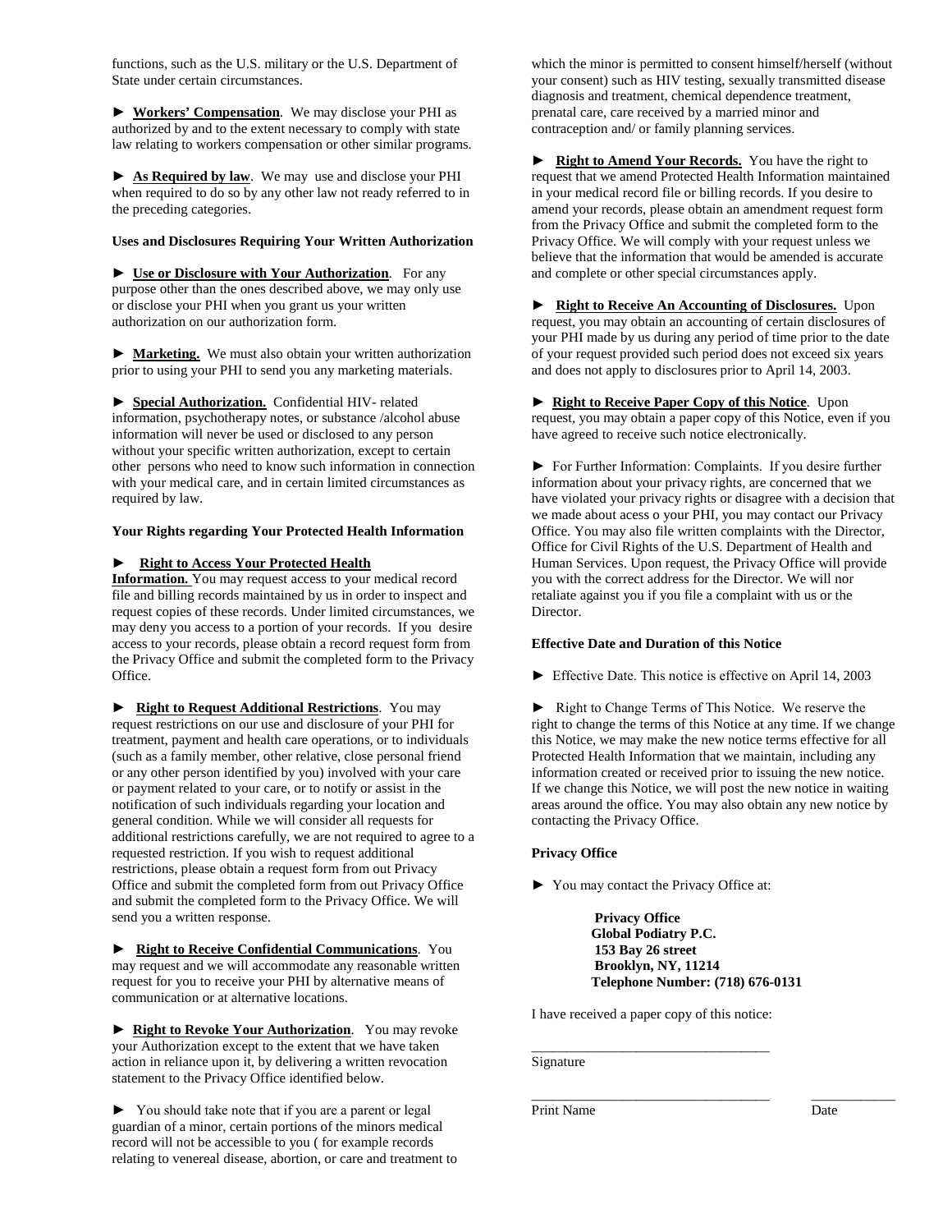functions, such as the U.S. military or the U.S. Department of State under certain circumstances.

► **Workers' Compensation**. We may disclose your PHI as authorized by and to the extent necessary to comply with state law relating to workers compensation or other similar programs.

► **As Required by law**. We may use and disclose your PHI when required to do so by any other law not ready referred to in the preceding categories.

**Uses and Disclosures Requiring Your Written Authorization**

► **Use or Disclosure with Your Authorization**. For any purpose other than the ones described above, we may only use or disclose your PHI when you grant us your written authorization on our authorization form.

► **Marketing.** We must also obtain your written authorization prior to using your PHI to send you any marketing materials.

► **Special Authorization.** Confidential HIV- related information, psychotherapy notes, or substance /alcohol abuse information will never be used or disclosed to any person without your specific written authorization, except to certain other persons who need to know such information in connection with your medical care, and in certain limited circumstances as required by law.

**Your Rights regarding Your Protected Health Information**

► **Right to Access Your Protected Health Information.** You may request access to your medical record file and billing records maintained by us in order to inspect and request copies of these records. Under limited circumstances, we may deny you access to a portion of your records. If you desire access to your records, please obtain a record request form from the Privacy Office and submit the completed form to the Privacy Office.

► **Right to Request Additional Restrictions**. You may request restrictions on our use and disclosure of your PHI for treatment, payment and health care operations, or to individuals (such as a family member, other relative, close personal friend or any other person identified by you) involved with your care or payment related to your care, or to notify or assist in the notification of such individuals regarding your location and general condition. While we will consider all requests for additional restrictions carefully, we are not required to agree to a requested restriction. If you wish to request additional restrictions, please obtain a request form from out Privacy Office and submit the completed form from out Privacy Office and submit the completed form to the Privacy Office. We will send you a written response.

► **Right to Receive Confidential Communications**. You may request and we will accommodate any reasonable written request for you to receive your PHI by alternative means of communication or at alternative locations.

► **Right to Revoke Your Authorization**. You may revoke your Authorization except to the extent that we have taken action in reliance upon it, by delivering a written revocation statement to the Privacy Office identified below.

► You should take note that if you are a parent or legal guardian of a minor, certain portions of the minors medical record will not be accessible to you ( for example records relating to venereal disease, abortion, or care and treatment to which the minor is permitted to consent himself/herself (without your consent) such as HIV testing, sexually transmitted disease diagnosis and treatment, chemical dependence treatment, prenatal care, care received by a married minor and contraception and/ or family planning services.

► **Right to Amend Your Records.** You have the right to request that we amend Protected Health Information maintained in your medical record file or billing records. If you desire to amend your records, please obtain an amendment request form from the Privacy Office and submit the completed form to the Privacy Office. We will comply with your request unless we believe that the information that would be amended is accurate and complete or other special circumstances apply.

► **Right to Receive An Accounting of Disclosures.** Upon request, you may obtain an accounting of certain disclosures of your PHI made by us during any period of time prior to the date of your request provided such period does not exceed six years and does not apply to disclosures prior to April 14, 2003.

► **Right to Receive Paper Copy of this Notice**. Upon request, you may obtain a paper copy of this Notice, even if you have agreed to receive such notice electronically.

► For Further Information: Complaints. If you desire further information about your privacy rights, are concerned that we have violated your privacy rights or disagree with a decision that we made about acess o your PHI, you may contact our Privacy Office. You may also file written complaints with the Director, Office for Civil Rights of the U.S. Department of Health and Human Services. Upon request, the Privacy Office will provide you with the correct address for the Director. We will nor retaliate against you if you file a complaint with us or the Director.

**Effective Date and Duration of this Notice**

► Effective Date. This notice is effective on April 14, 2003

► Right to Change Terms of This Notice. We reserve the right to change the terms of this Notice at any time. If we change this Notice, we may make the new notice terms effective for all Protected Health Information that we maintain, including any information created or received prior to issuing the new notice. If we change this Notice, we will post the new notice in waiting areas around the office. You may also obtain any new notice by contacting the Privacy Office.

**Privacy Office**

► You may contact the Privacy Office at:

**Privacy Office**
**Global Podiatry P.C.**
**153 Bay 26 street**
**Brooklyn, NY, 11214**
**Telephone Number: (718) 676-0131**

I have received a paper copy of this notice:

_________________________________
Signature

_________________________________ ____________
Print Name Date